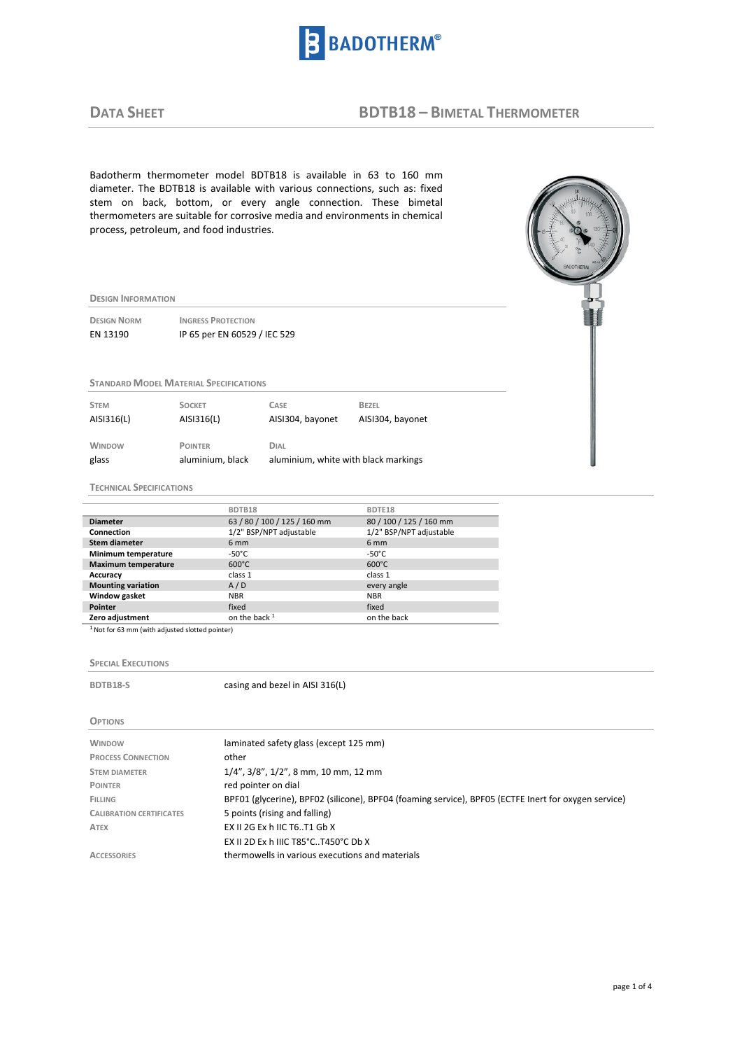# BADOTHERM®

## DATA SHEET — BDTB18 – BIMETAL THERMOMETER

Badotherm thermometer model BDTB18 is available in 63 to 160 mm diameter. The BDTB18 is available with various connections, such as: fixed stem on back, bottom, or every angle connection. These bimetal thermometers are suitable for corrosive media and environments in chemical process, petroleum, and food industries.

### DESIGN INFORMATION

| DESIGN NORM | INGRESS PROTECTION |
|---|---|
| EN 13190 | IP 65 per EN 60529 / IEC 529 |

### STANDARD MODEL MATERIAL SPECIFICATIONS

| STEM | SOCKET | CASE | BEZEL |
|---|---|---|---|
| AISI316(L) | AISI316(L) | AISI304, bayonet | AISI304, bayonet |

| WINDOW | POINTER | DIAL |
|---|---|---|
| glass | aluminium, black | aluminium, white with black markings |

### TECHNICAL SPECIFICATIONS

| | BDTB18 | BDTE18 |
|---|---|---|
| **Diameter** | 63 / 80 / 100 / 125 / 160 mm | 80 / 100 / 125 / 160 mm |
| **Connection** | 1/2" BSP/NPT adjustable | 1/2" BSP/NPT adjustable |
| **Stem diameter** | 6 mm | 6 mm |
| **Minimum temperature** | -50°C | -50°C |
| **Maximum temperature** | 600°C | 600°C |
| **Accuracy** | class 1 | class 1 |
| **Mounting variation** | A / D | every angle |
| **Window gasket** | NBR | NBR |
| **Pointer** | fixed | fixed |
| **Zero adjustment** | on the back [1] | on the back |

[1] Not for 63 mm (with adjusted slotted pointer)

### SPECIAL EXECUTIONS

| | |
|---|---|
| **BDTB18-S** | casing and bezel in AISI 316(L) |

### OPTIONS

| | |
|---|---|
| WINDOW | laminated safety glass (except 125 mm) |
| PROCESS CONNECTION | other |
| STEM DIAMETER | 1/4", 3/8", 1/2", 8 mm, 10 mm, 12 mm |
| POINTER | red pointer on dial |
| FILLING | BPF01 (glycerine), BPF02 (silicone), BPF04 (foaming service), BPF05 (ECTFE Inert for oxygen service) |
| CALIBRATION CERTIFICATES | 5 points (rising and falling) |
| ATEX | EX II 2G Ex h IIC T6..T1 Gb X |
| | EX II 2D Ex h IIIC T85°C..T450°C Db X |
| ACCESSORIES | thermowells in various executions and materials |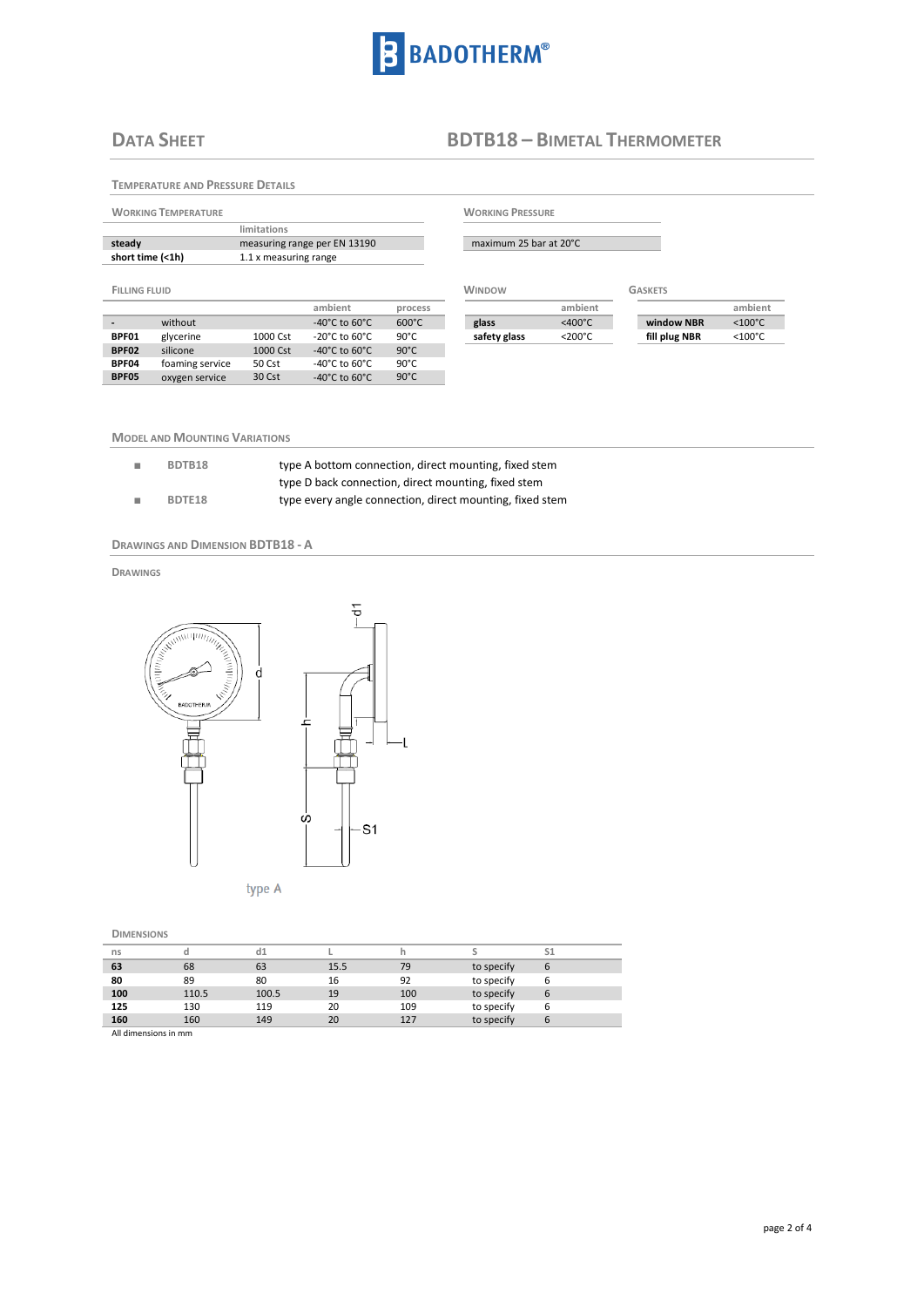## Data Sheet

## BDTB18 – Bimetal Thermometer

### Temperature and Pressure Details

#### Working Temperature

| | limitations |
|---|---|
| **steady** | measuring range per EN 13190 |
| **short time (<1h)** | 1.1 x measuring range |

#### Working Pressure

| maximum 25 bar at 20°C |
|---|

#### Filling Fluid

| | | | ambient | process |
|---|---|---|---|---|
| **-** | without | | -40°C to 60°C | 600°C |
| **BPF01** | glycerine | 1000 Cst | -20°C to 60°C | 90°C |
| **BPF02** | silicone | 1000 Cst | -40°C to 60°C | 90°C |
| **BPF04** | foaming service | 50 Cst | -40°C to 60°C | 90°C |
| **BPF05** | oxygen service | 30 Cst | -40°C to 60°C | 90°C |

#### Window

| | ambient |
|---|---|
| **glass** | <400°C |
| **safety glass** | <200°C |

#### Gaskets

| | ambient |
|---|---|
| **window NBR** | <100°C |
| **fill plug NBR** | <100°C |

### Model and Mounting Variations

- **BDTB18** — type A bottom connection, direct mounting, fixed stem; type D back connection, direct mounting, fixed stem
- **BDTE18** — type every angle connection, direct mounting, fixed stem

### Drawings and Dimension BDTB18 - A

#### Drawings

type A

#### Dimensions

| ns | d | d1 | L | h | S | S1 |
|---|---|---|---|---|---|---|
| **63** | 68 | 63 | 15.5 | 79 | to specify | 6 |
| **80** | 89 | 80 | 16 | 92 | to specify | 6 |
| **100** | 110.5 | 100.5 | 19 | 100 | to specify | 6 |
| **125** | 130 | 119 | 20 | 109 | to specify | 6 |
| **160** | 160 | 149 | 20 | 127 | to specify | 6 |

All dimensions in mm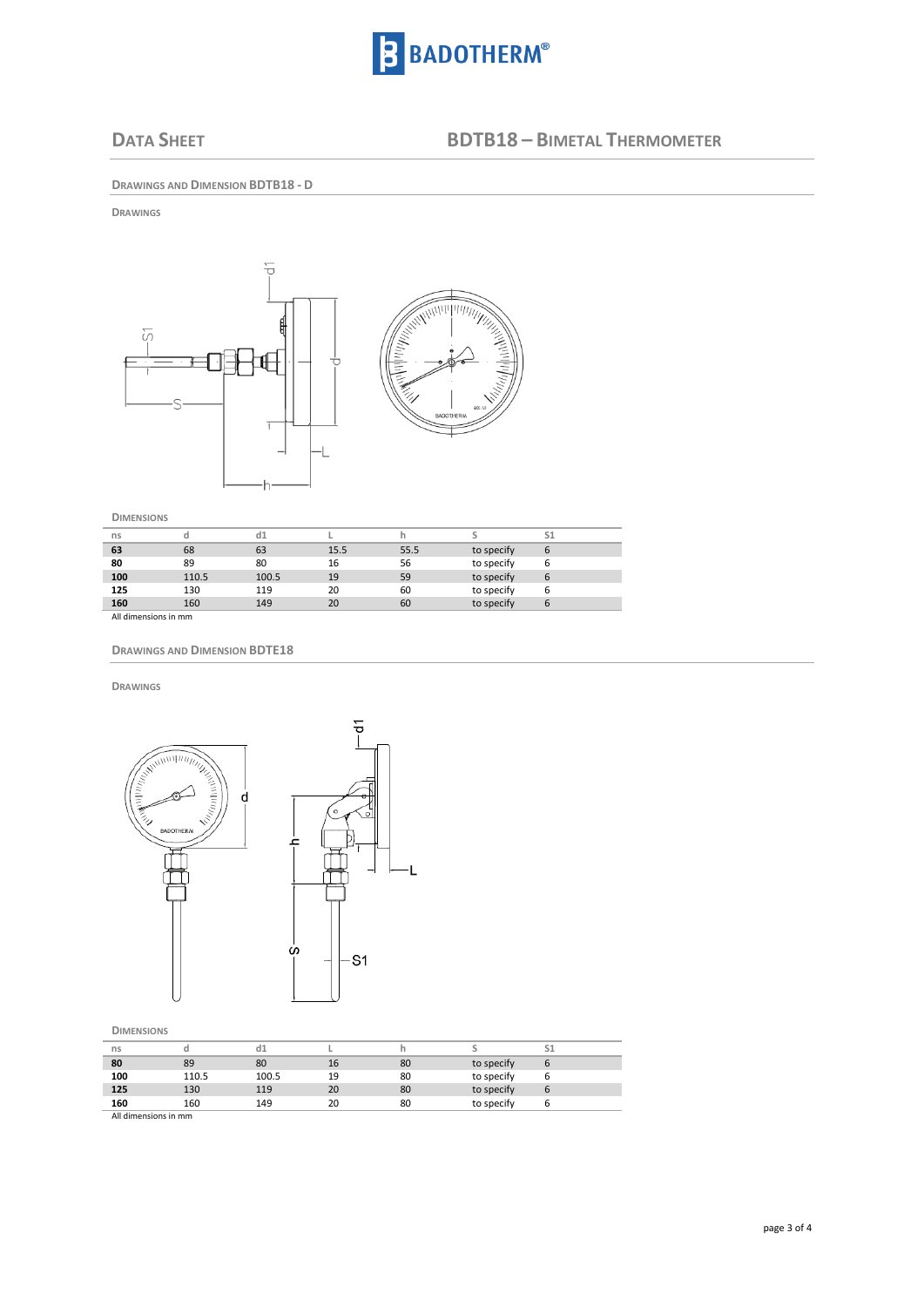## DATA SHEET

## BDTB18 – BIMETAL THERMOMETER

### DRAWINGS AND DIMENSION BDTB18 - D

#### DRAWINGS

#### DIMENSIONS

| ns | d | d1 | L | h | S | S1 |
|---|---|---|---|---|---|---|
| **63** | 68 | 63 | 15.5 | 55.5 | to specify | 6 |
| **80** | 89 | 80 | 16 | 56 | to specify | 6 |
| **100** | 110.5 | 100.5 | 19 | 59 | to specify | 6 |
| **125** | 130 | 119 | 20 | 60 | to specify | 6 |
| **160** | 160 | 149 | 20 | 60 | to specify | 6 |

All dimensions in mm

### DRAWINGS AND DIMENSION BDTE18

#### DRAWINGS

#### DIMENSIONS

| ns | d | d1 | L | h | S | S1 |
|---|---|---|---|---|---|---|
| **80** | 89 | 80 | 16 | 80 | to specify | 6 |
| **100** | 110.5 | 100.5 | 19 | 80 | to specify | 6 |
| **125** | 130 | 119 | 20 | 80 | to specify | 6 |
| **160** | 160 | 149 | 20 | 80 | to specify | 6 |

All dimensions in mm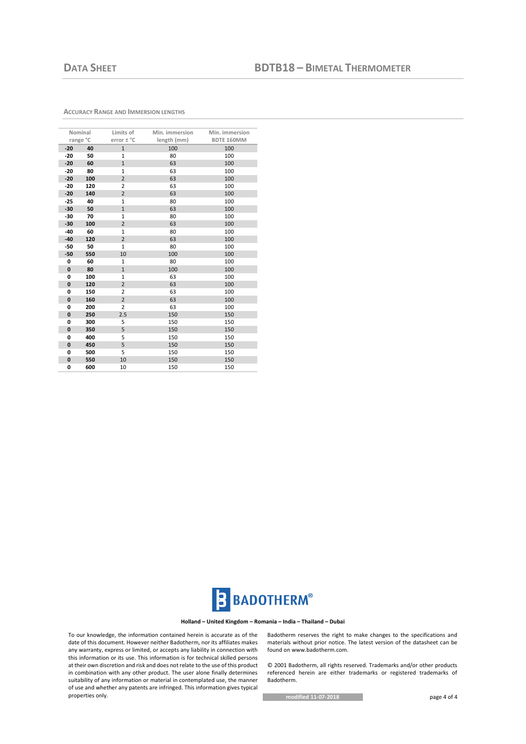### Accuracy Range and Immersion Lengths

| Nominal range °C | | Limits of error ± °C | Min. immersion length (mm) | Min. immersion BDTE 160MM |
|---|---|---|---|---|
| **-20** | **40** | 1 | 100 | 100 |
| **-20** | **50** | 1 | 80 | 100 |
| **-20** | **60** | 1 | 63 | 100 |
| **-20** | **80** | 1 | 63 | 100 |
| **-20** | **100** | 2 | 63 | 100 |
| **-20** | **120** | 2 | 63 | 100 |
| **-20** | **140** | 2 | 63 | 100 |
| **-25** | **40** | 1 | 80 | 100 |
| **-30** | **50** | 1 | 63 | 100 |
| **-30** | **70** | 1 | 80 | 100 |
| **-30** | **100** | 2 | 63 | 100 |
| **-40** | **60** | 1 | 80 | 100 |
| **-40** | **120** | 2 | 63 | 100 |
| **-50** | **50** | 1 | 80 | 100 |
| **-50** | **550** | 10 | 100 | 100 |
| **0** | **60** | 1 | 80 | 100 |
| **0** | **80** | 1 | 100 | 100 |
| **0** | **100** | 1 | 63 | 100 |
| **0** | **120** | 2 | 63 | 100 |
| **0** | **150** | 2 | 63 | 100 |
| **0** | **160** | 2 | 63 | 100 |
| **0** | **200** | 2 | 63 | 100 |
| **0** | **250** | 2.5 | 150 | 150 |
| **0** | **300** | 5 | 150 | 150 |
| **0** | **350** | 5 | 150 | 150 |
| **0** | **400** | 5 | 150 | 150 |
| **0** | **450** | 5 | 150 | 150 |
| **0** | **500** | 5 | 150 | 150 |
| **0** | **550** | 10 | 150 | 150 |
| **0** | **600** | 10 | 150 | 150 |

BADOTHERM®

**Holland – United Kingdom – Romania – India – Thailand – Dubai**

To our knowledge, the information contained herein is accurate as of the date of this document. However neither Badotherm, nor its affiliates makes any warranty, express or limited, or accepts any liability in connection with this information or its use. This information is for technical skilled persons at their own discretion and risk and does not relate to the use of this product in combination with any other product. The user alone finally determines suitability of any information or material in contemplated use, the manner of use and whether any patents are infringed. This information gives typical properties only.

Badotherm reserves the right to make changes to the specifications and materials without prior notice. The latest version of the datasheet can be found on www.badotherm.com.

© 2001 Badotherm, all rights reserved. Trademarks and/or other products referenced herein are either trademarks or registered trademarks of Badotherm.

modified 11-07-2018